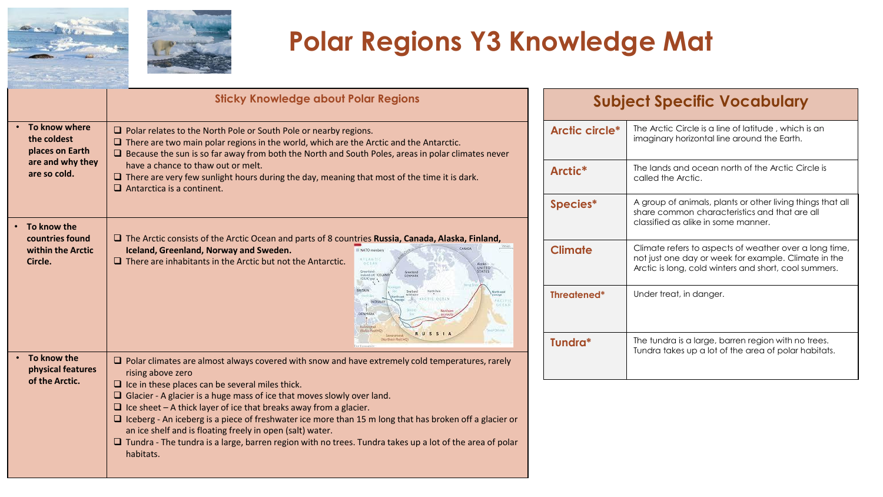# Polar Regions Y3 Knowledge Mat

## Sticky Knowledge about Polar Regions

| | Sticky Knowledge about Polar Regions |
|---|---|
| • **To know where the coldest places on Earth are and why they are so cold.** | ❑ Polar relates to the North Pole or South Pole or nearby regions.<br>❑ There are two main polar regions in the world, which are the Arctic and the Antarctic.<br>❑ Because the sun is so far away from both the North and South Poles, areas in polar climates never have a chance to thaw out or melt.<br>❑ There are very few sunlight hours during the day, meaning that most of the time it is dark.<br>❑ Antarctica is a continent. |
| • **To know the countries found within the Arctic Circle.** | ❑ The Arctic consists of the Arctic Ocean and parts of 8 countries **Russia, Canada, Alaska, Finland, Iceland, Greenland, Norway and Sweden.**<br>❑ There are inhabitants in the Arctic but not the Antarctic. |
| • **To know the physical features of the Arctic.** | ❑ Polar climates are almost always covered with snow and have extremely cold temperatures, rarely rising above zero<br>❑ Ice in these places can be several miles thick.<br>❑ Glacier - A glacier is a huge mass of ice that moves slowly over land.<br>❑ Ice sheet – A thick layer of ice that breaks away from a glacier.<br>❑ Iceberg - An iceberg is a piece of freshwater ice more than 15 m long that has broken off a glacier or an ice shelf and is floating freely in open (salt) water.<br>❑ Tundra - The tundra is a large, barren region with no trees. Tundra takes up a lot of the area of polar habitats. |

## Subject Specific Vocabulary

| Subject Specific Vocabulary | |
|---|---|
| **Arctic circle*** | The Arctic Circle is a line of latitude , which is an imaginary horizontal line around the Earth. |
| **Arctic*** | The lands and ocean north of the Arctic Circle is called the Arctic. |
| **Species*** | A group of animals, plants or other living things that all share common characteristics and that are all classified as alike in some manner. |
| **Climate** | Climate refers to aspects of weather over a long time, not just one day or week for example. Climate in the Arctic is long, cold winters and short, cool summers. |
| **Threatened*** | Under treat, in danger. |
| **Tundra*** | The tundra is a large, barren region with no trees. Tundra takes up a lot of the area of polar habitats. |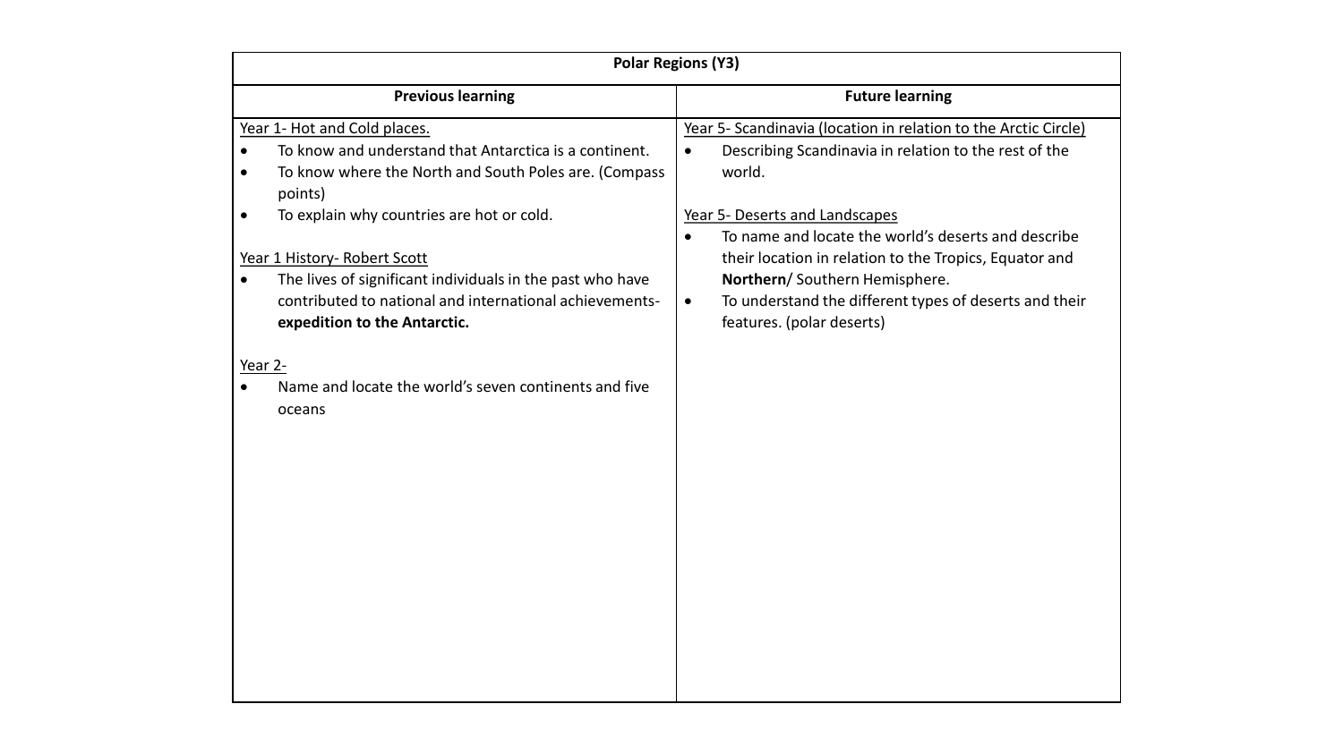| Polar Regions (Y3) | |
|---|---|
| **Previous learning** | **Future learning** |
| Year 1- Hot and Cold places.<br>• To know and understand that Antarctica is a continent.<br>• To know where the North and South Poles are. (Compass points)<br>• To explain why countries are hot or cold.<br><br>Year 1 History- Robert Scott<br>• The lives of significant individuals in the past who have contributed to national and international achievements- **expedition to the Antarctic.**<br><br>Year 2-<br>• Name and locate the world's seven continents and five oceans | Year 5- Scandinavia (location in relation to the Arctic Circle)<br>• Describing Scandinavia in relation to the rest of the world.<br><br>Year 5- Deserts and Landscapes<br>• To name and locate the world's deserts and describe their location in relation to the Tropics, Equator and **Northern**/ Southern Hemisphere.<br>• To understand the different types of deserts and their features. (polar deserts) |